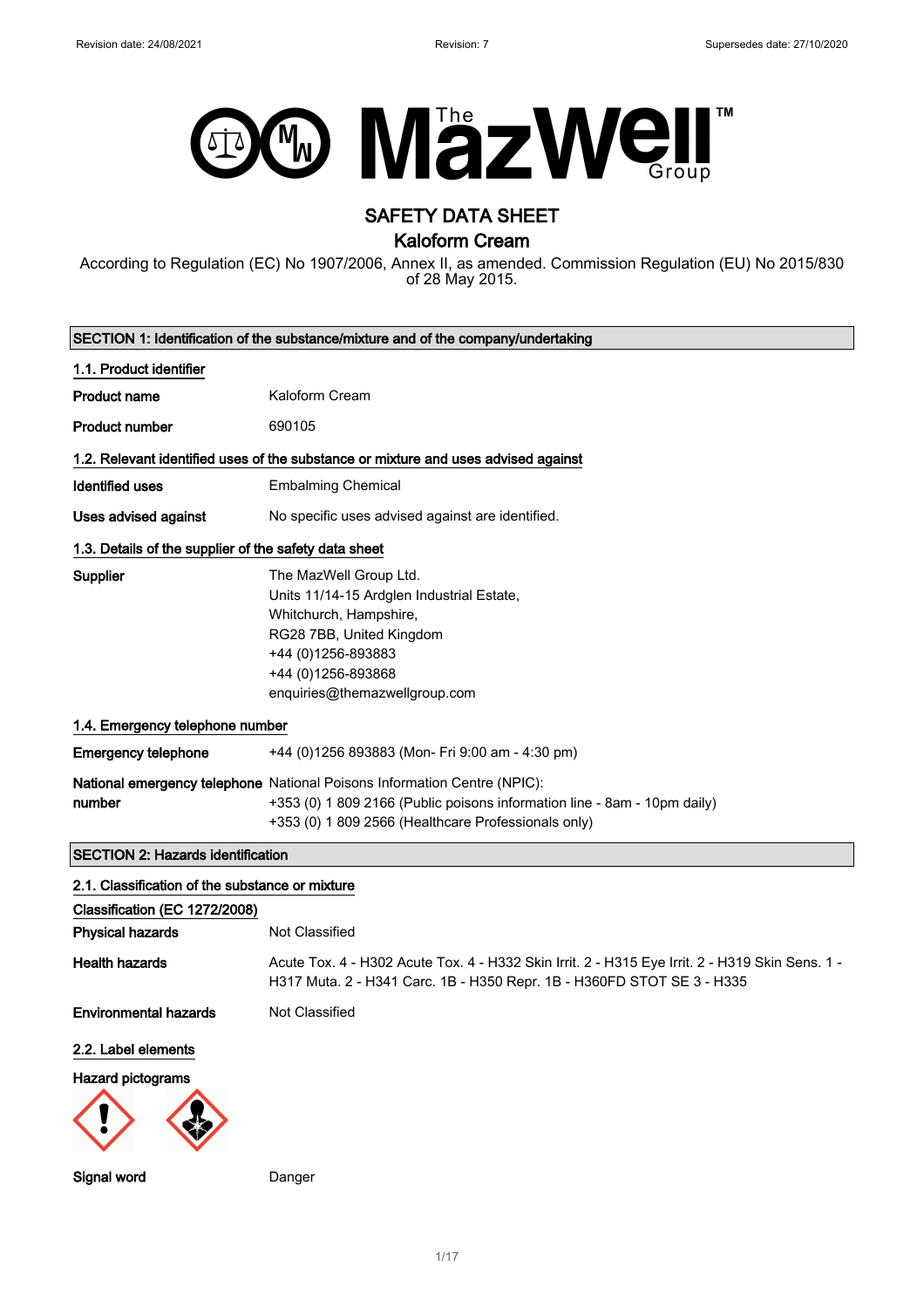Revision date: 24/08/2021 Revision: 7 Supersedes date: 27/10/2020

# SAFETY DATA SHEET
## Kaloform Cream

According to Regulation (EC) No 1907/2006, Annex II, as amended. Commission Regulation (EU) No 2015/830 of 28 May 2015.

## SECTION 1: Identification of the substance/mixture and of the company/undertaking

### 1.1. Product identifier

**Product name** Kaloform Cream

**Product number** 690105

### 1.2. Relevant identified uses of the substance or mixture and uses advised against

**Identified uses** Embalming Chemical

**Uses advised against** No specific uses advised against are identified.

### 1.3. Details of the supplier of the safety data sheet

**Supplier**
The MazWell Group Ltd.
Units 11/14-15 Ardglen Industrial Estate,
Whitchurch, Hampshire,
RG28 7BB, United Kingdom
+44 (0)1256-893883
+44 (0)1256-893868
enquiries@themazwellgroup.com

### 1.4. Emergency telephone number

**Emergency telephone** +44 (0)1256 893883 (Mon- Fri 9:00 am - 4:30 pm)

**National emergency telephone number** National Poisons Information Centre (NPIC):
+353 (0) 1 809 2166 (Public poisons information line - 8am - 10pm daily)
+353 (0) 1 809 2566 (Healthcare Professionals only)

## SECTION 2: Hazards identification

### 2.1. Classification of the substance or mixture

**Classification (EC 1272/2008)**

**Physical hazards** Not Classified

**Health hazards** Acute Tox. 4 - H302 Acute Tox. 4 - H332 Skin Irrit. 2 - H315 Eye Irrit. 2 - H319 Skin Sens. 1 - H317 Muta. 2 - H341 Carc. 1B - H350 Repr. 1B - H360FD STOT SE 3 - H335

**Environmental hazards** Not Classified

### 2.2. Label elements

**Hazard pictograms**

**Signal word** Danger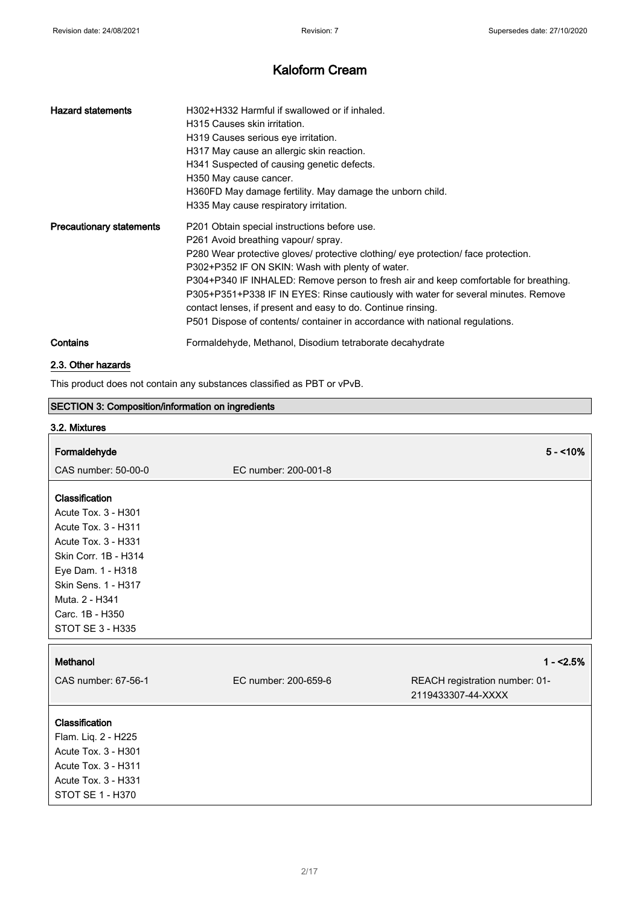| | |
|---|---|
| **Hazard statements** | H302+H332 Harmful if swallowed or if inhaled.<br>H315 Causes skin irritation.<br>H319 Causes serious eye irritation.<br>H317 May cause an allergic skin reaction.<br>H341 Suspected of causing genetic defects.<br>H350 May cause cancer.<br>H360FD May damage fertility. May damage the unborn child.<br>H335 May cause respiratory irritation. |
| **Precautionary statements** | P201 Obtain special instructions before use.<br>P261 Avoid breathing vapour/ spray.<br>P280 Wear protective gloves/ protective clothing/ eye protection/ face protection.<br>P302+P352 IF ON SKIN: Wash with plenty of water.<br>P304+P340 IF INHALED: Remove person to fresh air and keep comfortable for breathing.<br>P305+P351+P338 IF IN EYES: Rinse cautiously with water for several minutes. Remove contact lenses, if present and easy to do. Continue rinsing.<br>P501 Dispose of contents/ container in accordance with national regulations. |
| **Contains** | Formaldehyde, Methanol, Disodium tetraborate decahydrate |

### 2.3. Other hazards

This product does not contain any substances classified as PBT or vPvB.

## SECTION 3: Composition/information on ingredients

### 3.2. Mixtures

| **Formaldehyde** | | **5 - <10%** |
|---|---|---|
| CAS number: 50-00-0 | EC number: 200-001-8 | |

**Classification**
Acute Tox. 3 - H301
Acute Tox. 3 - H311
Acute Tox. 3 - H331
Skin Corr. 1B - H314
Eye Dam. 1 - H318
Skin Sens. 1 - H317
Muta. 2 - H341
Carc. 1B - H350
STOT SE 3 - H335

| **Methanol** | | **1 - <2.5%** |
|---|---|---|
| CAS number: 67-56-1 | EC number: 200-659-6 | REACH registration number: 01-2119433307-44-XXXX |

**Classification**
Flam. Liq. 2 - H225
Acute Tox. 3 - H301
Acute Tox. 3 - H311
Acute Tox. 3 - H331
STOT SE 1 - H370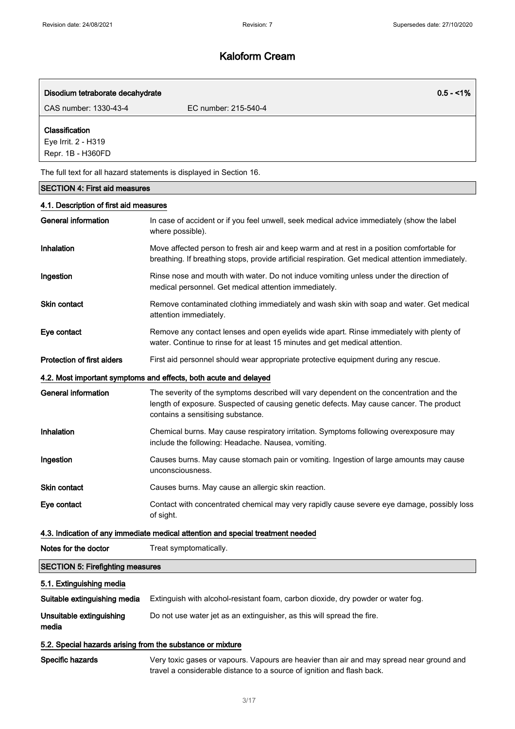| Disodium tetraborate decahydrate | | 0.5 - <1% |
|---|---|---|
| CAS number: 1330-43-4 | EC number: 215-540-4 | |
| **Classification**<br>Eye Irrit. 2 - H319<br>Repr. 1B - H360FD | | |

The full text for all hazard statements is displayed in Section 16.

## SECTION 4: First aid measures

### 4.1. Description of first aid measures

**General information** In case of accident or if you feel unwell, seek medical advice immediately (show the label where possible).

**Inhalation** Move affected person to fresh air and keep warm and at rest in a position comfortable for breathing. If breathing stops, provide artificial respiration. Get medical attention immediately.

**Ingestion** Rinse nose and mouth with water. Do not induce vomiting unless under the direction of medical personnel. Get medical attention immediately.

**Skin contact** Remove contaminated clothing immediately and wash skin with soap and water. Get medical attention immediately.

**Eye contact** Remove any contact lenses and open eyelids wide apart. Rinse immediately with plenty of water. Continue to rinse for at least 15 minutes and get medical attention.

**Protection of first aiders** First aid personnel should wear appropriate protective equipment during any rescue.

### 4.2. Most important symptoms and effects, both acute and delayed

**General information** The severity of the symptoms described will vary dependent on the concentration and the length of exposure. Suspected of causing genetic defects. May cause cancer. The product contains a sensitising substance.

**Inhalation** Chemical burns. May cause respiratory irritation. Symptoms following overexposure may include the following: Headache. Nausea, vomiting.

**Ingestion** Causes burns. May cause stomach pain or vomiting. Ingestion of large amounts may cause unconsciousness.

**Skin contact** Causes burns. May cause an allergic skin reaction.

**Eye contact** Contact with concentrated chemical may very rapidly cause severe eye damage, possibly loss of sight.

### 4.3. Indication of any immediate medical attention and special treatment needed

**Notes for the doctor** Treat symptomatically.

## SECTION 5: Firefighting measures

### 5.1. Extinguishing media

**Suitable extinguishing media** Extinguish with alcohol-resistant foam, carbon dioxide, dry powder or water fog.

**Unsuitable extinguishing media** Do not use water jet as an extinguisher, as this will spread the fire.

### 5.2. Special hazards arising from the substance or mixture

**Specific hazards** Very toxic gases or vapours. Vapours are heavier than air and may spread near ground and travel a considerable distance to a source of ignition and flash back.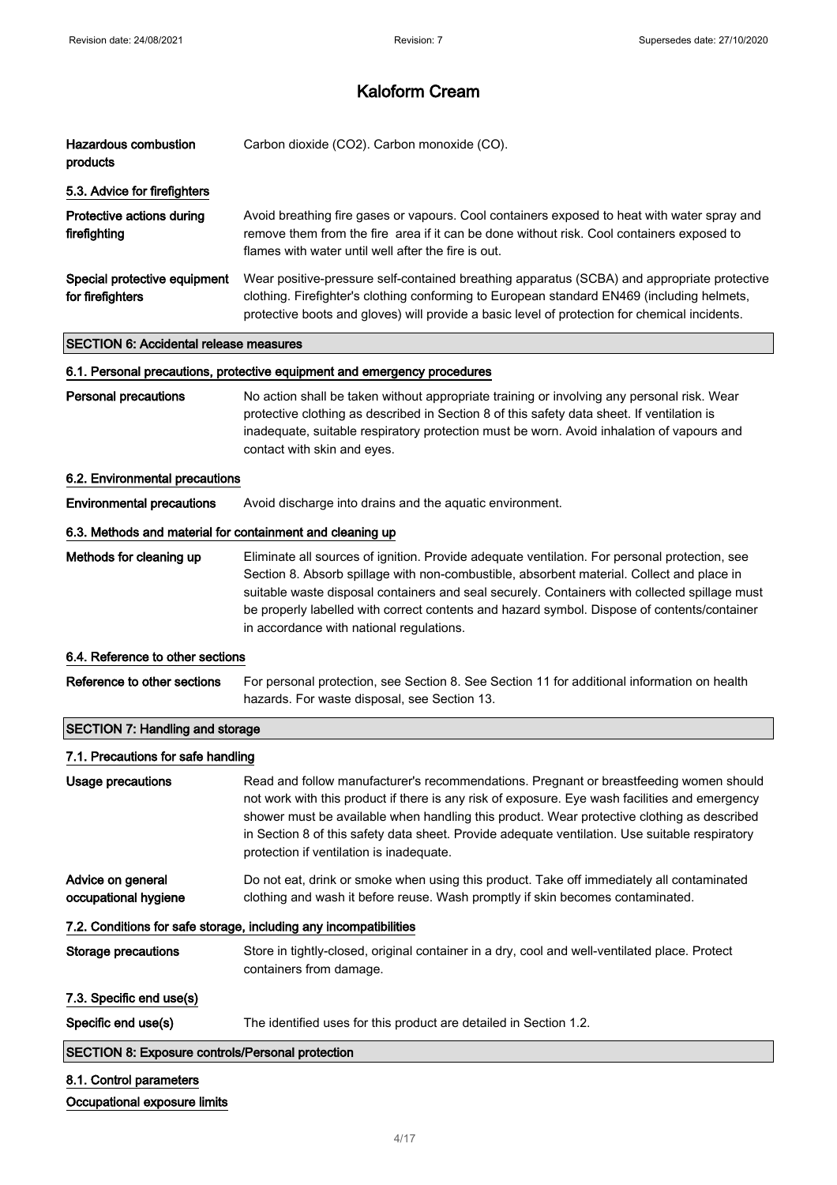| | |
|---|---|
| **Hazardous combustion products** | Carbon dioxide ($CO_2$). Carbon monoxide (CO). |

### 5.3. Advice for firefighters

| | |
|---|---|
| **Protective actions during firefighting** | Avoid breathing fire gases or vapours. Cool containers exposed to heat with water spray and remove them from the fire area if it can be done without risk. Cool containers exposed to flames with water until well after the fire is out. |
| **Special protective equipment for firefighters** | Wear positive-pressure self-contained breathing apparatus (SCBA) and appropriate protective clothing. Firefighter's clothing conforming to European standard EN469 (including helmets, protective boots and gloves) will provide a basic level of protection for chemical incidents. |

## SECTION 6: Accidental release measures

### 6.1. Personal precautions, protective equipment and emergency procedures

| | |
|---|---|
| **Personal precautions** | No action shall be taken without appropriate training or involving any personal risk. Wear protective clothing as described in Section 8 of this safety data sheet. If ventilation is inadequate, suitable respiratory protection must be worn. Avoid inhalation of vapours and contact with skin and eyes. |

### 6.2. Environmental precautions

| | |
|---|---|
| **Environmental precautions** | Avoid discharge into drains and the aquatic environment. |

### 6.3. Methods and material for containment and cleaning up

| | |
|---|---|
| **Methods for cleaning up** | Eliminate all sources of ignition. Provide adequate ventilation. For personal protection, see Section 8. Absorb spillage with non-combustible, absorbent material. Collect and place in suitable waste disposal containers and seal securely. Containers with collected spillage must be properly labelled with correct contents and hazard symbol. Dispose of contents/container in accordance with national regulations. |

### 6.4. Reference to other sections

| | |
|---|---|
| **Reference to other sections** | For personal protection, see Section 8. See Section 11 for additional information on health hazards. For waste disposal, see Section 13. |

## SECTION 7: Handling and storage

### 7.1. Precautions for safe handling

| | |
|---|---|
| **Usage precautions** | Read and follow manufacturer's recommendations. Pregnant or breastfeeding women should not work with this product if there is any risk of exposure. Eye wash facilities and emergency shower must be available when handling this product. Wear protective clothing as described in Section 8 of this safety data sheet. Provide adequate ventilation. Use suitable respiratory protection if ventilation is inadequate. |
| **Advice on general occupational hygiene** | Do not eat, drink or smoke when using this product. Take off immediately all contaminated clothing and wash it before reuse. Wash promptly if skin becomes contaminated. |

### 7.2. Conditions for safe storage, including any incompatibilities

| | |
|---|---|
| **Storage precautions** | Store in tightly-closed, original container in a dry, cool and well-ventilated place. Protect containers from damage. |

### 7.3. Specific end use(s)

| | |
|---|---|
| **Specific end use(s)** | The identified uses for this product are detailed in Section 1.2. |

## SECTION 8: Exposure controls/Personal protection

### 8.1. Control parameters

**Occupational exposure limits**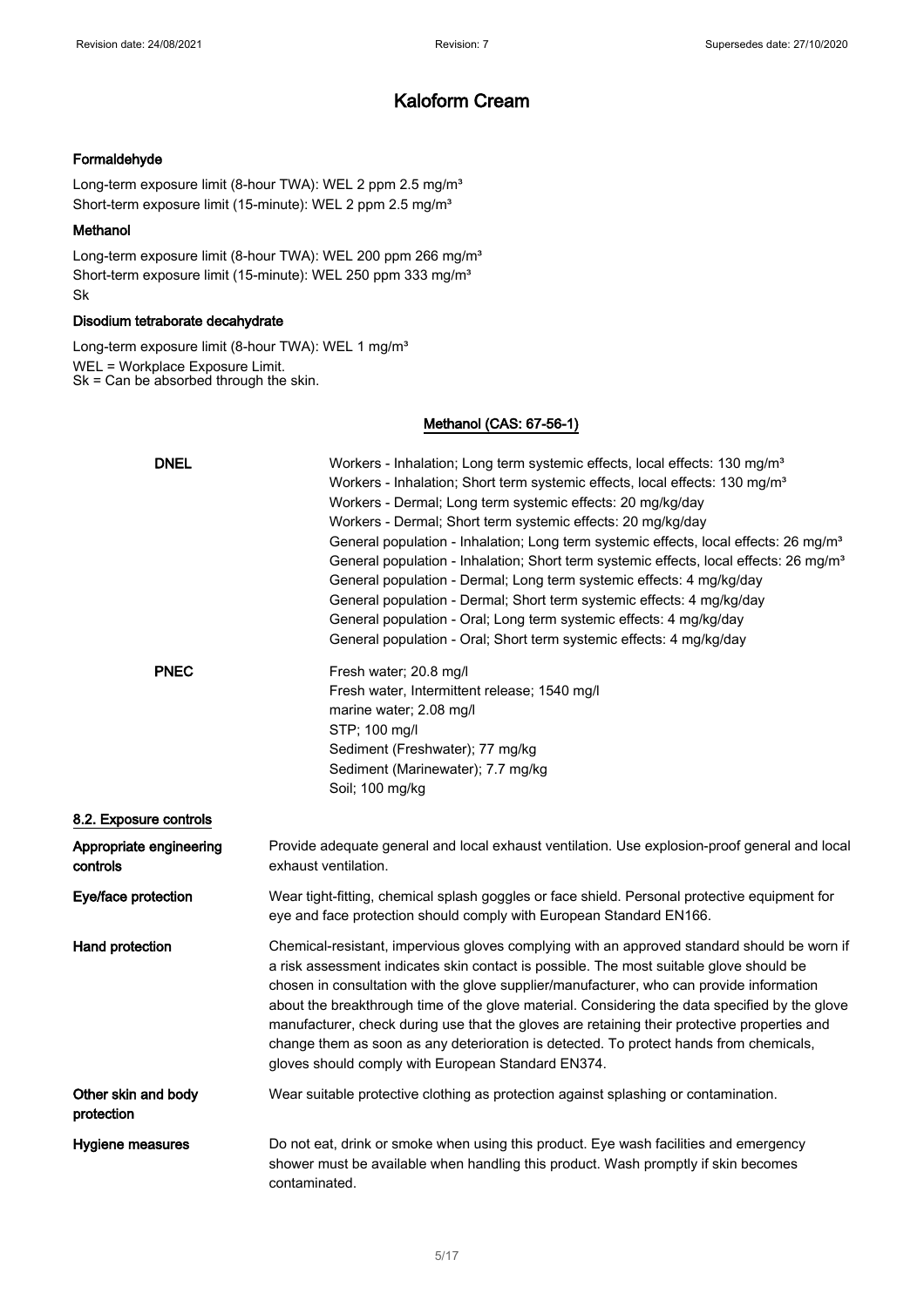**Formaldehyde**

Long-term exposure limit (8-hour TWA): WEL 2 ppm 2.5 mg/m³
Short-term exposure limit (15-minute): WEL 2 ppm 2.5 mg/m³

**Methanol**

Long-term exposure limit (8-hour TWA): WEL 200 ppm 266 mg/m³
Short-term exposure limit (15-minute): WEL 250 ppm 333 mg/m³
Sk

**Disodium tetraborate decahydrate**

Long-term exposure limit (8-hour TWA): WEL 1 mg/m³
WEL = Workplace Exposure Limit.
Sk = Can be absorbed through the skin.

**Methanol (CAS: 67-56-1)**

**DNEL**

Workers - Inhalation; Long term systemic effects, local effects: 130 mg/m³
Workers - Inhalation; Short term systemic effects, local effects: 130 mg/m³
Workers - Dermal; Long term systemic effects: 20 mg/kg/day
Workers - Dermal; Short term systemic effects: 20 mg/kg/day
General population - Inhalation; Long term systemic effects, local effects: 26 mg/m³
General population - Inhalation; Short term systemic effects, local effects: 26 mg/m³
General population - Dermal; Long term systemic effects: 4 mg/kg/day
General population - Dermal; Short term systemic effects: 4 mg/kg/day
General population - Oral; Long term systemic effects: 4 mg/kg/day
General population - Oral; Short term systemic effects: 4 mg/kg/day

**PNEC**

Fresh water; 20.8 mg/l
Fresh water, Intermittent release; 1540 mg/l
marine water; 2.08 mg/l
STP; 100 mg/l
Sediment (Freshwater); 77 mg/kg
Sediment (Marinewater); 7.7 mg/kg
Soil; 100 mg/kg

## 8.2. Exposure controls

**Appropriate engineering controls**
Provide adequate general and local exhaust ventilation. Use explosion-proof general and local exhaust ventilation.

**Eye/face protection**
Wear tight-fitting, chemical splash goggles or face shield. Personal protective equipment for eye and face protection should comply with European Standard EN166.

**Hand protection**
Chemical-resistant, impervious gloves complying with an approved standard should be worn if a risk assessment indicates skin contact is possible. The most suitable glove should be chosen in consultation with the glove supplier/manufacturer, who can provide information about the breakthrough time of the glove material. Considering the data specified by the glove manufacturer, check during use that the gloves are retaining their protective properties and change them as soon as any deterioration is detected. To protect hands from chemicals, gloves should comply with European Standard EN374.

**Other skin and body protection**
Wear suitable protective clothing as protection against splashing or contamination.

**Hygiene measures**
Do not eat, drink or smoke when using this product. Eye wash facilities and emergency shower must be available when handling this product. Wash promptly if skin becomes contaminated.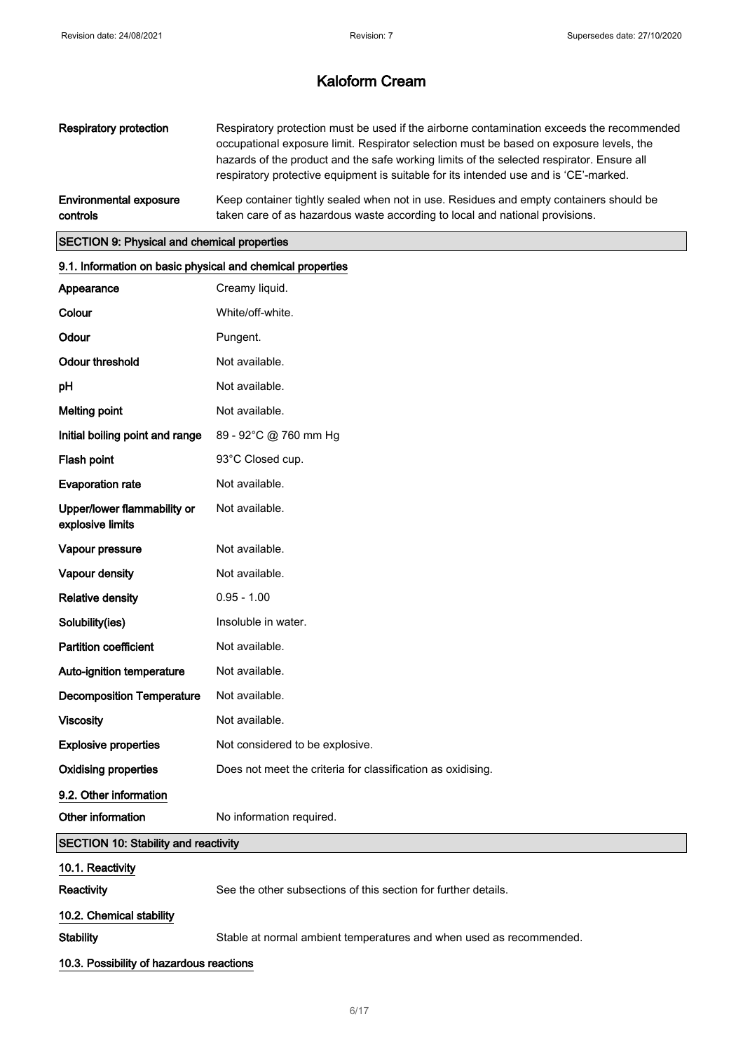# Kaloform Cream

| | |
|---|---|
| **Respiratory protection** | Respiratory protection must be used if the airborne contamination exceeds the recommended occupational exposure limit. Respirator selection must be based on exposure levels, the hazards of the product and the safe working limits of the selected respirator. Ensure all respiratory protective equipment is suitable for its intended use and is 'CE'-marked. |
| **Environmental exposure controls** | Keep container tightly sealed when not in use. Residues and empty containers should be taken care of as hazardous waste according to local and national provisions. |

## SECTION 9: Physical and chemical properties

### 9.1. Information on basic physical and chemical properties

| | |
|---|---|
| **Appearance** | Creamy liquid. |
| **Colour** | White/off-white. |
| **Odour** | Pungent. |
| **Odour threshold** | Not available. |
| **pH** | Not available. |
| **Melting point** | Not available. |
| **Initial boiling point and range** | 89 - 92°C @ 760 mm Hg |
| **Flash point** | 93°C Closed cup. |
| **Evaporation rate** | Not available. |
| **Upper/lower flammability or explosive limits** | Not available. |
| **Vapour pressure** | Not available. |
| **Vapour density** | Not available. |
| **Relative density** | 0.95 - 1.00 |
| **Solubility(ies)** | Insoluble in water. |
| **Partition coefficient** | Not available. |
| **Auto-ignition temperature** | Not available. |
| **Decomposition Temperature** | Not available. |
| **Viscosity** | Not available. |
| **Explosive properties** | Not considered to be explosive. |
| **Oxidising properties** | Does not meet the criteria for classification as oxidising. |

### 9.2. Other information

| | |
|---|---|
| **Other information** | No information required. |

## SECTION 10: Stability and reactivity

### 10.1. Reactivity

| | |
|---|---|
| **Reactivity** | See the other subsections of this section for further details. |

### 10.2. Chemical stability

| | |
|---|---|
| **Stability** | Stable at normal ambient temperatures and when used as recommended. |

### 10.3. Possibility of hazardous reactions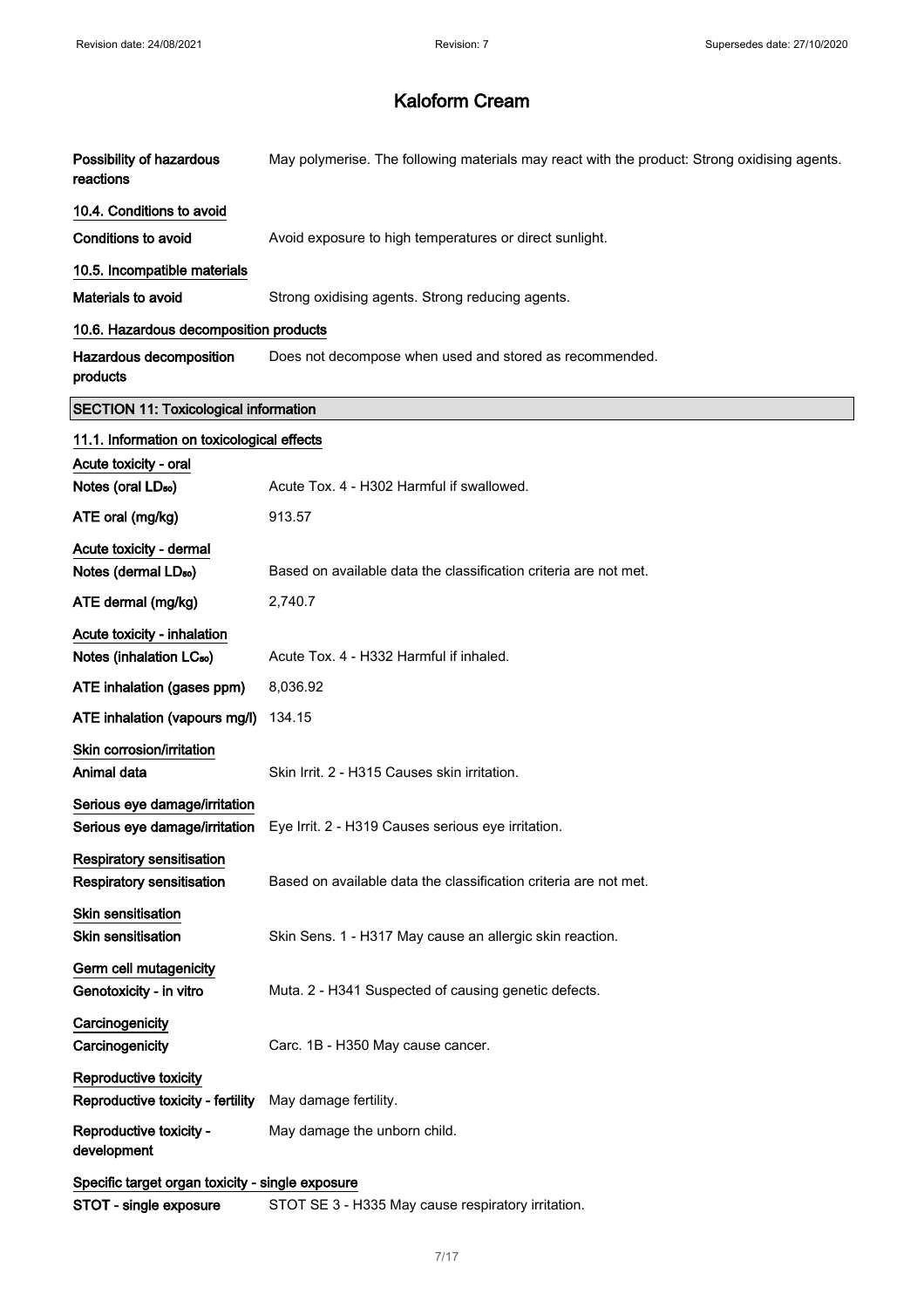# Kaloform Cream

**Possibility of hazardous reactions** May polymerise. The following materials may react with the product: Strong oxidising agents.

## 10.4. Conditions to avoid

**Conditions to avoid** Avoid exposure to high temperatures or direct sunlight.

## 10.5. Incompatible materials

**Materials to avoid** Strong oxidising agents. Strong reducing agents.

## 10.6. Hazardous decomposition products

**Hazardous decomposition products** Does not decompose when used and stored as recommended.

## SECTION 11: Toxicological information

### 11.1. Information on toxicological effects

**Acute toxicity - oral**

| | |
|---|---|
| **Notes (oral $LD_{50}$)** | Acute Tox. 4 - H302 Harmful if swallowed. |
| **ATE oral (mg/kg)** | 913.57 |

**Acute toxicity - dermal**

| | |
|---|---|
| **Notes (dermal $LD_{50}$)** | Based on available data the classification criteria are not met. |
| **ATE dermal (mg/kg)** | 2,740.7 |

**Acute toxicity - inhalation**

| | |
|---|---|
| **Notes (inhalation $LC_{50}$)** | Acute Tox. 4 - H332 Harmful if inhaled. |
| **ATE inhalation (gases ppm)** | 8,036.92 |
| **ATE inhalation (vapours mg/l)** | 134.15 |

**Skin corrosion/irritation**

**Animal data** Skin Irrit. 2 - H315 Causes skin irritation.

**Serious eye damage/irritation**

**Serious eye damage/irritation** Eye Irrit. 2 - H319 Causes serious eye irritation.

**Respiratory sensitisation**

**Respiratory sensitisation** Based on available data the classification criteria are not met.

**Skin sensitisation**

**Skin sensitisation** Skin Sens. 1 - H317 May cause an allergic skin reaction.

**Germ cell mutagenicity**

**Genotoxicity - in vitro** Muta. 2 - H341 Suspected of causing genetic defects.

**Carcinogenicity**

**Carcinogenicity** Carc. 1B - H350 May cause cancer.

**Reproductive toxicity**

**Reproductive toxicity - fertility** May damage fertility.

**Reproductive toxicity - development** May damage the unborn child.

**Specific target organ toxicity - single exposure**

**STOT - single exposure** STOT SE 3 - H335 May cause respiratory irritation.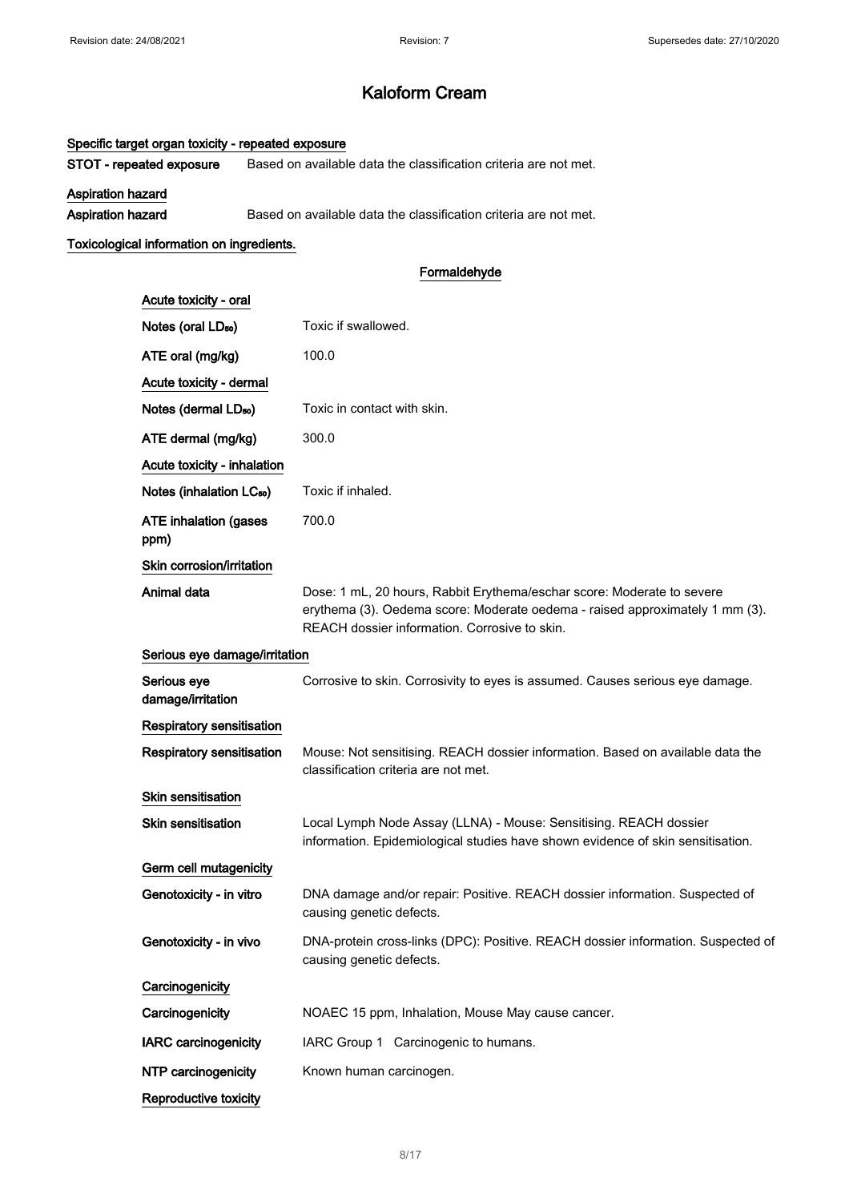# Kaloform Cream

### Specific target organ toxicity - repeated exposure

**STOT - repeated exposure** Based on available data the classification criteria are not met.

### Aspiration hazard

**Aspiration hazard** Based on available data the classification criteria are not met.

### Toxicological information on ingredients.

#### Formaldehyde

| | |
|---|---|
| **Acute toxicity - oral** | |
| Notes (oral $LD_{50}$) | Toxic if swallowed. |
| ATE oral (mg/kg) | 100.0 |
| **Acute toxicity - dermal** | |
| Notes (dermal $LD_{50}$) | Toxic in contact with skin. |
| ATE dermal (mg/kg) | 300.0 |
| **Acute toxicity - inhalation** | |
| Notes (inhalation $LC_{50}$) | Toxic if inhaled. |
| ATE inhalation (gases ppm) | 700.0 |
| **Skin corrosion/irritation** | |
| Animal data | Dose: 1 mL, 20 hours, Rabbit Erythema/eschar score: Moderate to severe erythema (3). Oedema score: Moderate oedema - raised approximately 1 mm (3). REACH dossier information. Corrosive to skin. |
| **Serious eye damage/irritation** | |
| Serious eye damage/irritation | Corrosive to skin. Corrosivity to eyes is assumed. Causes serious eye damage. |
| **Respiratory sensitisation** | |
| Respiratory sensitisation | Mouse: Not sensitising. REACH dossier information. Based on available data the classification criteria are not met. |
| **Skin sensitisation** | |
| Skin sensitisation | Local Lymph Node Assay (LLNA) - Mouse: Sensitising. REACH dossier information. Epidemiological studies have shown evidence of skin sensitisation. |
| **Germ cell mutagenicity** | |
| Genotoxicity - in vitro | DNA damage and/or repair: Positive. REACH dossier information. Suspected of causing genetic defects. |
| Genotoxicity - in vivo | DNA-protein cross-links (DPC): Positive. REACH dossier information. Suspected of causing genetic defects. |
| **Carcinogenicity** | |
| Carcinogenicity | NOAEC 15 ppm, Inhalation, Mouse May cause cancer. |
| IARC carcinogenicity | IARC Group 1 Carcinogenic to humans. |
| NTP carcinogenicity | Known human carcinogen. |
| **Reproductive toxicity** | |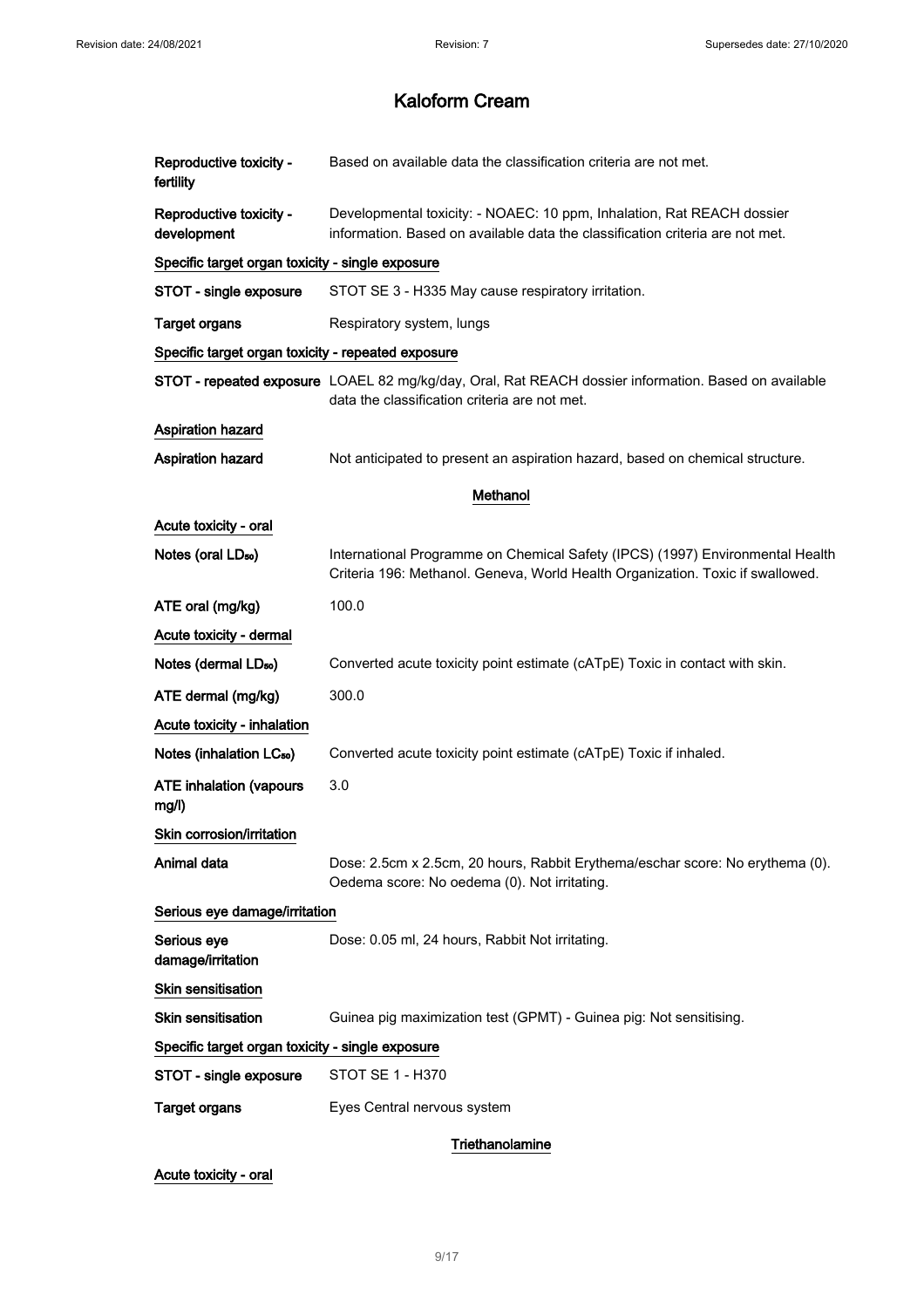# Kaloform Cream

| | |
|---|---|
| **Reproductive toxicity - fertility** | Based on available data the classification criteria are not met. |
| **Reproductive toxicity - development** | Developmental toxicity: - NOAEC: 10 ppm, Inhalation, Rat REACH dossier information. Based on available data the classification criteria are not met. |

**Specific target organ toxicity - single exposure**

| | |
|---|---|
| **STOT - single exposure** | STOT SE 3 - H335 May cause respiratory irritation. |
| **Target organs** | Respiratory system, lungs |

**Specific target organ toxicity - repeated exposure**

| | |
|---|---|
| **STOT - repeated exposure** | LOAEL 82 mg/kg/day, Oral, Rat REACH dossier information. Based on available data the classification criteria are not met. |

**Aspiration hazard**

| | |
|---|---|
| **Aspiration hazard** | Not anticipated to present an aspiration hazard, based on chemical structure. |

## Methanol

**Acute toxicity - oral**

| | |
|---|---|
| **Notes (oral $LD_{50}$)** | International Programme on Chemical Safety (IPCS) (1997) Environmental Health Criteria 196: Methanol. Geneva, World Health Organization. Toxic if swallowed. |
| **ATE oral (mg/kg)** | 100.0 |

**Acute toxicity - dermal**

| | |
|---|---|
| **Notes (dermal $LD_{50}$)** | Converted acute toxicity point estimate (cATpE) Toxic in contact with skin. |
| **ATE dermal (mg/kg)** | 300.0 |

**Acute toxicity - inhalation**

| | |
|---|---|
| **Notes (inhalation $LC_{50}$)** | Converted acute toxicity point estimate (cATpE) Toxic if inhaled. |
| **ATE inhalation (vapours mg/l)** | 3.0 |

**Skin corrosion/irritation**

| | |
|---|---|
| **Animal data** | Dose: 2.5cm x 2.5cm, 20 hours, Rabbit Erythema/eschar score: No erythema (0). Oedema score: No oedema (0). Not irritating. |

**Serious eye damage/irritation**

| | |
|---|---|
| **Serious eye damage/irritation** | Dose: 0.05 ml, 24 hours, Rabbit Not irritating. |

**Skin sensitisation**

| | |
|---|---|
| **Skin sensitisation** | Guinea pig maximization test (GPMT) - Guinea pig: Not sensitising. |

**Specific target organ toxicity - single exposure**

| | |
|---|---|
| **STOT - single exposure** | STOT SE 1 - H370 |
| **Target organs** | Eyes Central nervous system |

## Triethanolamine

**Acute toxicity - oral**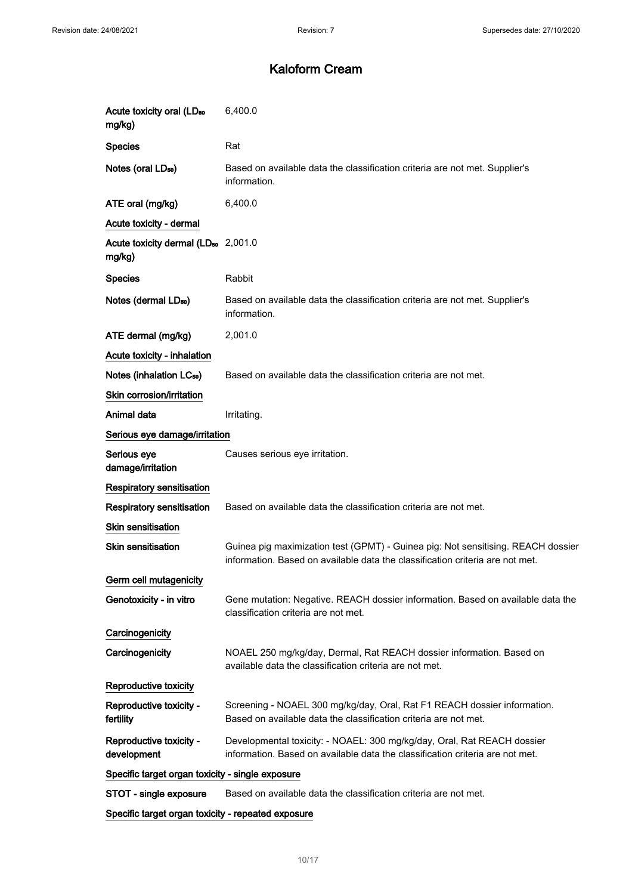# Kaloform Cream

| | |
|---|---|
| Acute toxicity oral ($LD_{50}$ mg/kg) | 6,400.0 |
| Species | Rat |
| Notes (oral $LD_{50}$) | Based on available data the classification criteria are not met. Supplier's information. |
| ATE oral (mg/kg) | 6,400.0 |

**Acute toxicity - dermal**

| | |
|---|---|
| Acute toxicity dermal ($LD_{50}$ mg/kg) | 2,001.0 |
| Species | Rabbit |
| Notes (dermal $LD_{50}$) | Based on available data the classification criteria are not met. Supplier's information. |
| ATE dermal (mg/kg) | 2,001.0 |

**Acute toxicity - inhalation**

| | |
|---|---|
| Notes (inhalation $LC_{50}$) | Based on available data the classification criteria are not met. |

**Skin corrosion/irritation**

| | |
|---|---|
| Animal data | Irritating. |

**Serious eye damage/irritation**

| | |
|---|---|
| Serious eye damage/irritation | Causes serious eye irritation. |

**Respiratory sensitisation**

| | |
|---|---|
| Respiratory sensitisation | Based on available data the classification criteria are not met. |

**Skin sensitisation**

| | |
|---|---|
| Skin sensitisation | Guinea pig maximization test (GPMT) - Guinea pig: Not sensitising. REACH dossier information. Based on available data the classification criteria are not met. |

**Germ cell mutagenicity**

| | |
|---|---|
| Genotoxicity - in vitro | Gene mutation: Negative. REACH dossier information. Based on available data the classification criteria are not met. |

**Carcinogenicity**

| | |
|---|---|
| Carcinogenicity | NOAEL 250 mg/kg/day, Dermal, Rat REACH dossier information. Based on available data the classification criteria are not met. |

**Reproductive toxicity**

| | |
|---|---|
| Reproductive toxicity - fertility | Screening - NOAEL 300 mg/kg/day, Oral, Rat F1 REACH dossier information. Based on available data the classification criteria are not met. |
| Reproductive toxicity - development | Developmental toxicity: - NOAEL: 300 mg/kg/day, Oral, Rat REACH dossier information. Based on available data the classification criteria are not met. |

**Specific target organ toxicity - single exposure**

| | |
|---|---|
| STOT - single exposure | Based on available data the classification criteria are not met. |

**Specific target organ toxicity - repeated exposure**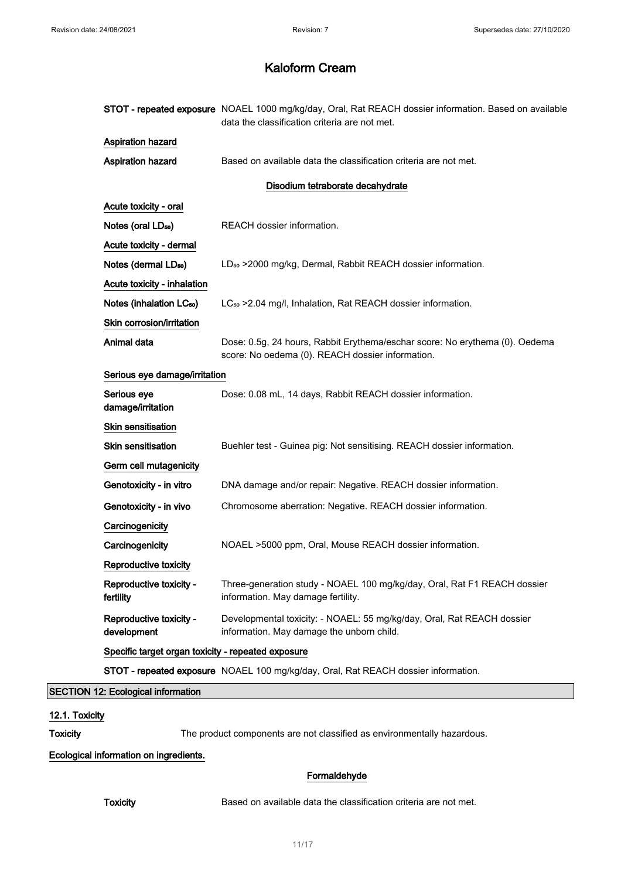# Kaloform Cream

**STOT - repeated exposure** NOAEL 1000 mg/kg/day, Oral, Rat REACH dossier information. Based on available data the classification criteria are not met.

**Aspiration hazard**

**Aspiration hazard** Based on available data the classification criteria are not met.

**Disodium tetraborate decahydrate**

**Acute toxicity - oral**

**Notes (oral $LD_{50}$)** REACH dossier information.

**Acute toxicity - dermal**

**Notes (dermal $LD_{50}$)** $LD_{50}$ >2000 mg/kg, Dermal, Rabbit REACH dossier information.

**Acute toxicity - inhalation**

**Notes (inhalation $LC_{50}$)** $LC_{50}$ >2.04 mg/l, Inhalation, Rat REACH dossier information.

**Skin corrosion/irritation**

**Animal data** Dose: 0.5g, 24 hours, Rabbit Erythema/eschar score: No erythema (0). Oedema score: No oedema (0). REACH dossier information.

**Serious eye damage/irritation**

**Serious eye damage/irritation** Dose: 0.08 mL, 14 days, Rabbit REACH dossier information.

**Skin sensitisation**

**Skin sensitisation** Buehler test - Guinea pig: Not sensitising. REACH dossier information.

**Germ cell mutagenicity**

**Genotoxicity - in vitro** DNA damage and/or repair: Negative. REACH dossier information.

**Genotoxicity - in vivo** Chromosome aberration: Negative. REACH dossier information.

**Carcinogenicity**

**Carcinogenicity** NOAEL >5000 ppm, Oral, Mouse REACH dossier information.

**Reproductive toxicity**

**Reproductive toxicity - fertility** Three-generation study - NOAEL 100 mg/kg/day, Oral, Rat F1 REACH dossier information. May damage fertility.

**Reproductive toxicity - development** Developmental toxicity: - NOAEL: 55 mg/kg/day, Oral, Rat REACH dossier information. May damage the unborn child.

**Specific target organ toxicity - repeated exposure**

**STOT - repeated exposure** NOAEL 100 mg/kg/day, Oral, Rat REACH dossier information.

## SECTION 12: Ecological information

### 12.1. Toxicity

**Toxicity** The product components are not classified as environmentally hazardous.

**Ecological information on ingredients.**

**Formaldehyde**

**Toxicity** Based on available data the classification criteria are not met.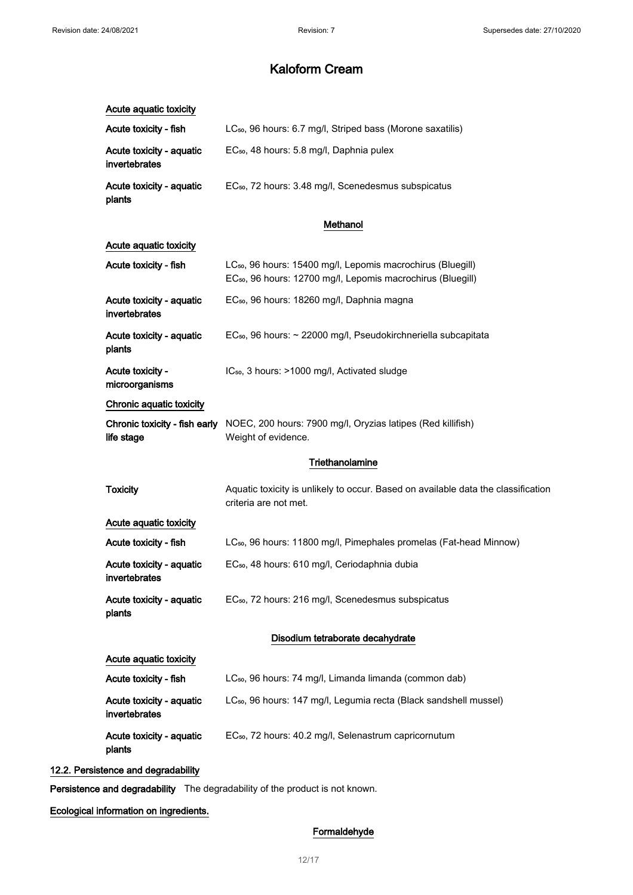# Kaloform Cream

**Acute aquatic toxicity**

**Acute toxicity - fish**: $LC_{50}$, 96 hours: 6.7 mg/l, Striped bass (Morone saxatilis)

**Acute toxicity - aquatic invertebrates**: $EC_{50}$, 48 hours: 5.8 mg/l, Daphnia pulex

**Acute toxicity - aquatic plants**: $EC_{50}$, 72 hours: 3.48 mg/l, Scenedesmus subspicatus

**Methanol**

**Acute aquatic toxicity**

**Acute toxicity - fish**: $LC_{50}$, 96 hours: 15400 mg/l, Lepomis macrochirus (Bluegill)
$EC_{50}$, 96 hours: 12700 mg/l, Lepomis macrochirus (Bluegill)

**Acute toxicity - aquatic invertebrates**: $EC_{50}$, 96 hours: 18260 mg/l, Daphnia magna

**Acute toxicity - aquatic plants**: $EC_{50}$, 96 hours: ~ 22000 mg/l, Pseudokirchneriella subcapitata

**Acute toxicity - microorganisms**: $IC_{50}$, 3 hours: >1000 mg/l, Activated sludge

**Chronic aquatic toxicity**

**Chronic toxicity - fish early life stage**: NOEC, 200 hours: 7900 mg/l, Oryzias latipes (Red killifish)
Weight of evidence.

**Triethanolamine**

**Toxicity**: Aquatic toxicity is unlikely to occur. Based on available data the classification criteria are not met.

**Acute aquatic toxicity**

**Acute toxicity - fish**: $LC_{50}$, 96 hours: 11800 mg/l, Pimephales promelas (Fat-head Minnow)

**Acute toxicity - aquatic invertebrates**: $EC_{50}$, 48 hours: 610 mg/l, Ceriodaphnia dubia

**Acute toxicity - aquatic plants**: $EC_{50}$, 72 hours: 216 mg/l, Scenedesmus subspicatus

**Disodium tetraborate decahydrate**

**Acute aquatic toxicity**

**Acute toxicity - fish**: $LC_{50}$, 96 hours: 74 mg/l, Limanda limanda (common dab)

**Acute toxicity - aquatic invertebrates**: $LC_{50}$, 96 hours: 147 mg/l, Legumia recta (Black sandshell mussel)

**Acute toxicity - aquatic plants**: $EC_{50}$, 72 hours: 40.2 mg/l, Selenastrum capricornutum

## 12.2. Persistence and degradability

**Persistence and degradability** The degradability of the product is not known.

**Ecological information on ingredients.**

**Formaldehyde**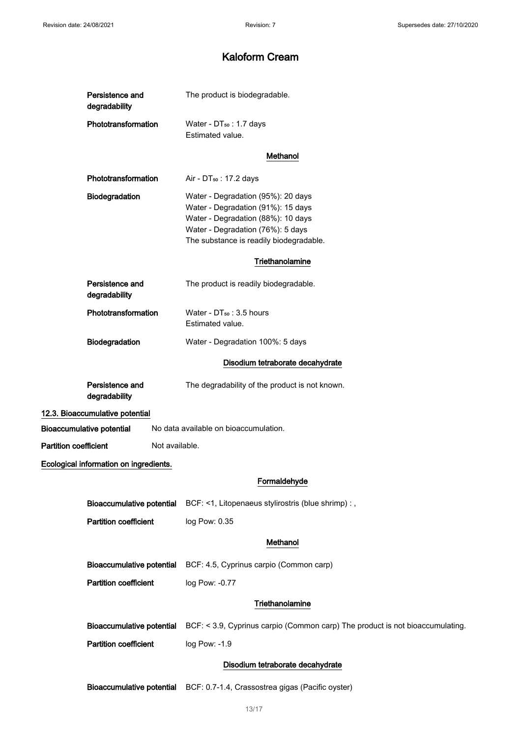# Kaloform Cream

| | |
|---|---|
| **Persistence and degradability** | The product is biodegradable. |
| **Phototransformation** | Water - $DT_{50}$ : 1.7 days<br>Estimated value. |

**Methanol**

| | |
|---|---|
| **Phototransformation** | Air - $DT_{50}$ : 17.2 days |
| **Biodegradation** | Water - Degradation (95%): 20 days<br>Water - Degradation (91%): 15 days<br>Water - Degradation (88%): 10 days<br>Water - Degradation (76%): 5 days<br>The substance is readily biodegradable. |

**Triethanolamine**

| | |
|---|---|
| **Persistence and degradability** | The product is readily biodegradable. |
| **Phototransformation** | Water - $DT_{50}$ : 3.5 hours<br>Estimated value. |
| **Biodegradation** | Water - Degradation 100%: 5 days |

**Disodium tetraborate decahydrate**

| | |
|---|---|
| **Persistence and degradability** | The degradability of the product is not known. |

## 12.3. Bioaccumulative potential

| | |
|---|---|
| **Bioaccumulative potential** | No data available on bioaccumulation. |
| **Partition coefficient** | Not available. |

**Ecological information on ingredients.**

**Formaldehyde**

| | |
|---|---|
| **Bioaccumulative potential** | BCF: <1, Litopenaeus stylirostris (blue shrimp) : , |
| **Partition coefficient** | log Pow: 0.35 |

**Methanol**

| | |
|---|---|
| **Bioaccumulative potential** | BCF: 4.5, Cyprinus carpio (Common carp) |
| **Partition coefficient** | log Pow: -0.77 |

**Triethanolamine**

| | |
|---|---|
| **Bioaccumulative potential** | BCF: < 3.9, Cyprinus carpio (Common carp) The product is not bioaccumulating. |
| **Partition coefficient** | log Pow: -1.9 |

**Disodium tetraborate decahydrate**

| | |
|---|---|
| **Bioaccumulative potential** | BCF: 0.7-1.4, Crassostrea gigas (Pacific oyster) |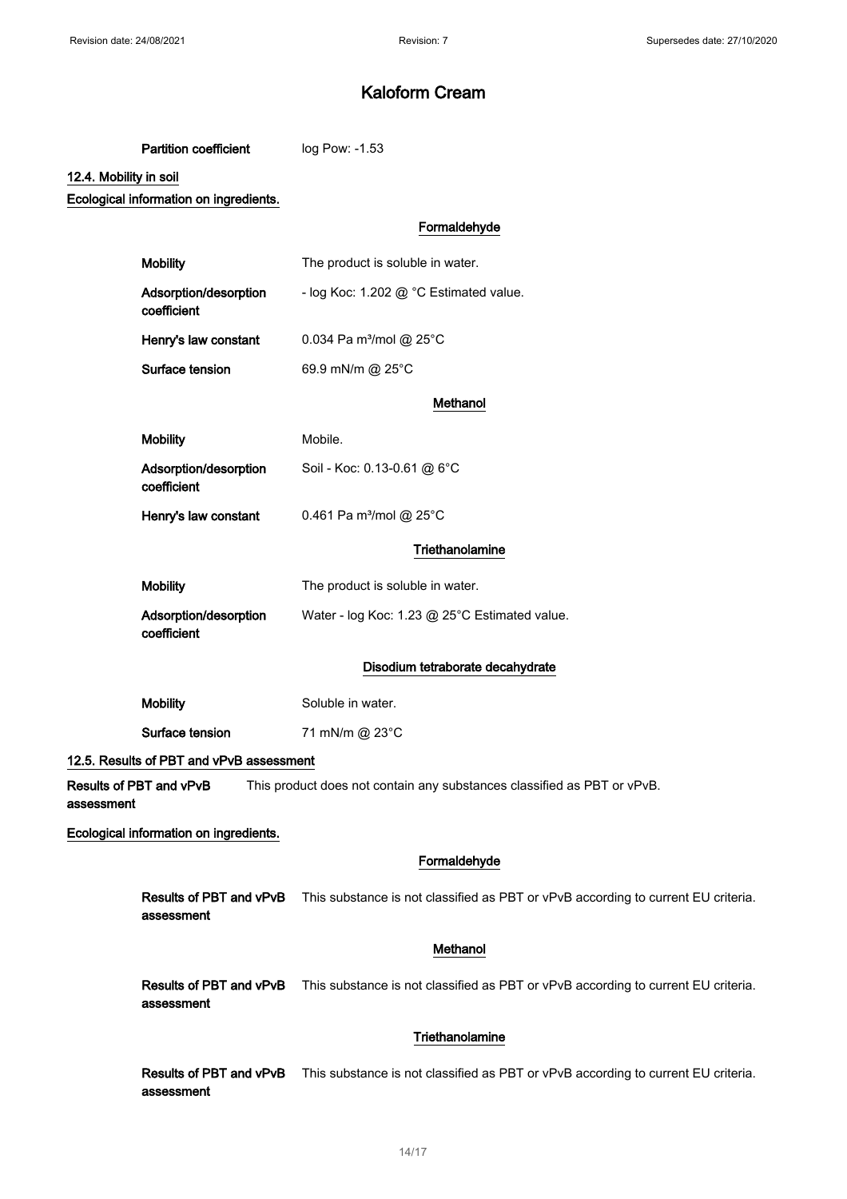# Kaloform Cream

**Partition coefficient** log Pow: -1.53

### 12.4. Mobility in soil

**Ecological information on ingredients.**

#### Formaldehyde

| | |
|---|---|
| **Mobility** | The product is soluble in water. |
| **Adsorption/desorption coefficient** | - log Koc: 1.202 @ °C Estimated value. |
| **Henry's law constant** | 0.034 Pa m³/mol @ 25°C |
| **Surface tension** | 69.9 mN/m @ 25°C |

#### Methanol

| | |
|---|---|
| **Mobility** | Mobile. |
| **Adsorption/desorption coefficient** | Soil - Koc: 0.13-0.61 @ 6°C |
| **Henry's law constant** | 0.461 Pa m³/mol @ 25°C |

#### Triethanolamine

| | |
|---|---|
| **Mobility** | The product is soluble in water. |
| **Adsorption/desorption coefficient** | Water - log Koc: 1.23 @ 25°C Estimated value. |

#### Disodium tetraborate decahydrate

| | |
|---|---|
| **Mobility** | Soluble in water. |
| **Surface tension** | 71 mN/m @ 23°C |

### 12.5. Results of PBT and vPvB assessment

**Results of PBT and vPvB assessment** This product does not contain any substances classified as PBT or vPvB.

**Ecological information on ingredients.**

#### Formaldehyde

**Results of PBT and vPvB assessment** This substance is not classified as PBT or vPvB according to current EU criteria.

#### Methanol

**Results of PBT and vPvB assessment** This substance is not classified as PBT or vPvB according to current EU criteria.

#### Triethanolamine

**Results of PBT and vPvB assessment** This substance is not classified as PBT or vPvB according to current EU criteria.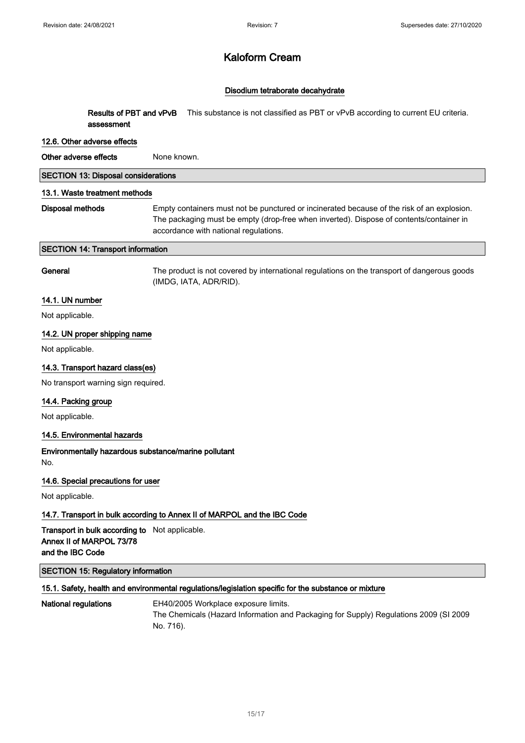# Kaloform Cream

### Disodium tetraborate decahydrate

**Results of PBT and vPvB assessment** This substance is not classified as PBT or vPvB according to current EU criteria.

### 12.6. Other adverse effects

**Other adverse effects** None known.

## SECTION 13: Disposal considerations

### 13.1. Waste treatment methods

**Disposal methods** Empty containers must not be punctured or incinerated because of the risk of an explosion. The packaging must be empty (drop-free when inverted). Dispose of contents/container in accordance with national regulations.

## SECTION 14: Transport information

**General** The product is not covered by international regulations on the transport of dangerous goods (IMDG, IATA, ADR/RID).

### 14.1. UN number

Not applicable.

### 14.2. UN proper shipping name

Not applicable.

### 14.3. Transport hazard class(es)

No transport warning sign required.

### 14.4. Packing group

Not applicable.

### 14.5. Environmental hazards

**Environmentally hazardous substance/marine pollutant**

No.

### 14.6. Special precautions for user

Not applicable.

### 14.7. Transport in bulk according to Annex II of MARPOL and the IBC Code

**Transport in bulk according to Annex II of MARPOL 73/78 and the IBC Code** Not applicable.

## SECTION 15: Regulatory information

### 15.1. Safety, health and environmental regulations/legislation specific for the substance or mixture

**National regulations** EH40/2005 Workplace exposure limits.
The Chemicals (Hazard Information and Packaging for Supply) Regulations 2009 (SI 2009 No. 716).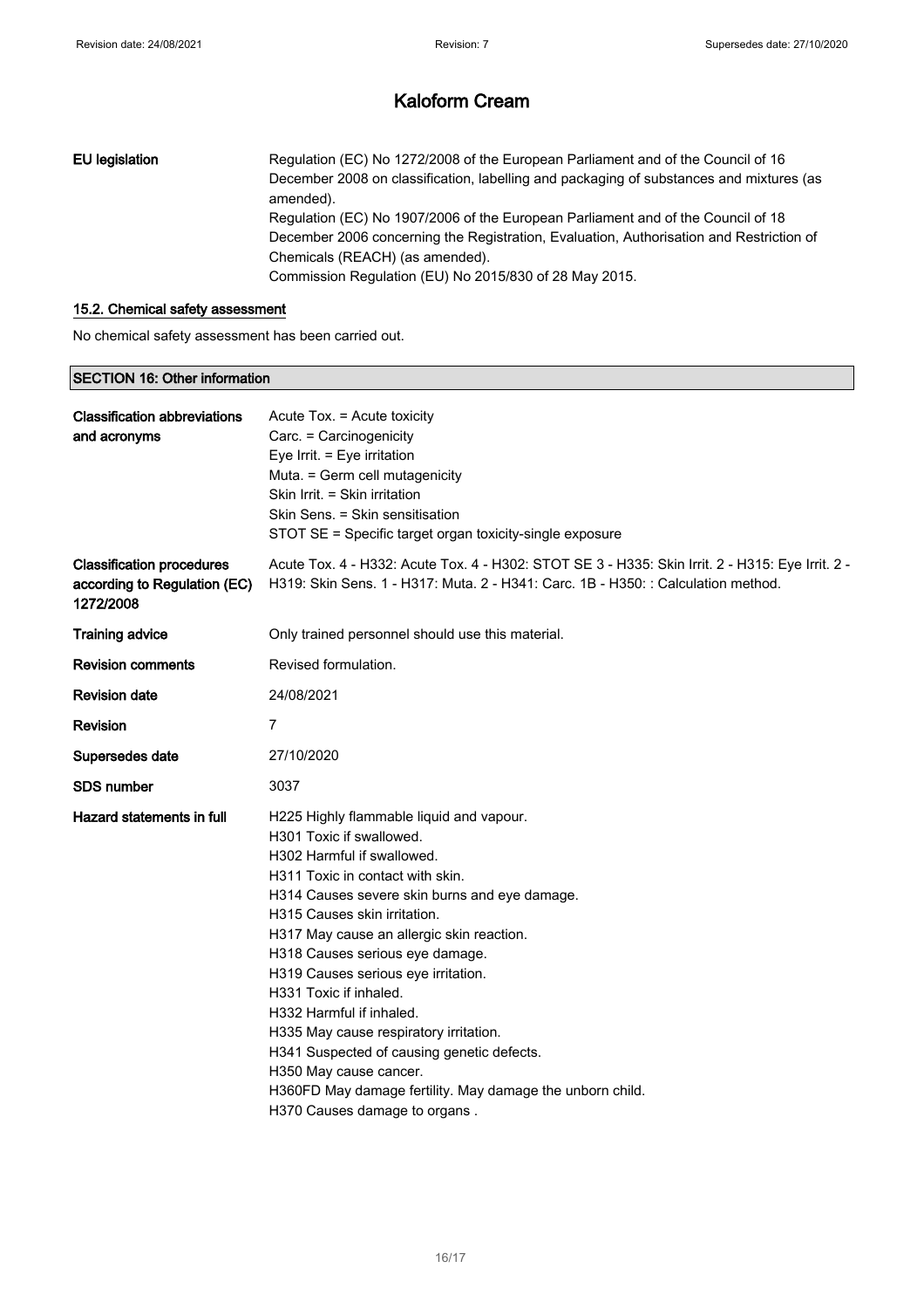# Kaloform Cream

| | |
|---|---|
| **EU legislation** | Regulation (EC) No 1272/2008 of the European Parliament and of the Council of 16 December 2008 on classification, labelling and packaging of substances and mixtures (as amended).<br>Regulation (EC) No 1907/2006 of the European Parliament and of the Council of 18 December 2006 concerning the Registration, Evaluation, Authorisation and Restriction of Chemicals (REACH) (as amended).<br>Commission Regulation (EU) No 2015/830 of 28 May 2015. |

### 15.2. Chemical safety assessment

No chemical safety assessment has been carried out.

## SECTION 16: Other information

| | |
|---|---|
| **Classification abbreviations and acronyms** | Acute Tox. = Acute toxicity<br>Carc. = Carcinogenicity<br>Eye Irrit. = Eye irritation<br>Muta. = Germ cell mutagenicity<br>Skin Irrit. = Skin irritation<br>Skin Sens. = Skin sensitisation<br>STOT SE = Specific target organ toxicity-single exposure |
| **Classification procedures according to Regulation (EC) 1272/2008** | Acute Tox. 4 - H332: Acute Tox. 4 - H302: STOT SE 3 - H335: Skin Irrit. 2 - H315: Eye Irrit. 2 - H319: Skin Sens. 1 - H317: Muta. 2 - H341: Carc. 1B - H350: : Calculation method. |
| **Training advice** | Only trained personnel should use this material. |
| **Revision comments** | Revised formulation. |
| **Revision date** | 24/08/2021 |
| **Revision** | 7 |
| **Supersedes date** | 27/10/2020 |
| **SDS number** | 3037 |
| **Hazard statements in full** | H225 Highly flammable liquid and vapour.<br>H301 Toxic if swallowed.<br>H302 Harmful if swallowed.<br>H311 Toxic in contact with skin.<br>H314 Causes severe skin burns and eye damage.<br>H315 Causes skin irritation.<br>H317 May cause an allergic skin reaction.<br>H318 Causes serious eye damage.<br>H319 Causes serious eye irritation.<br>H331 Toxic if inhaled.<br>H332 Harmful if inhaled.<br>H335 May cause respiratory irritation.<br>H341 Suspected of causing genetic defects.<br>H350 May cause cancer.<br>H360FD May damage fertility. May damage the unborn child.<br>H370 Causes damage to organs . |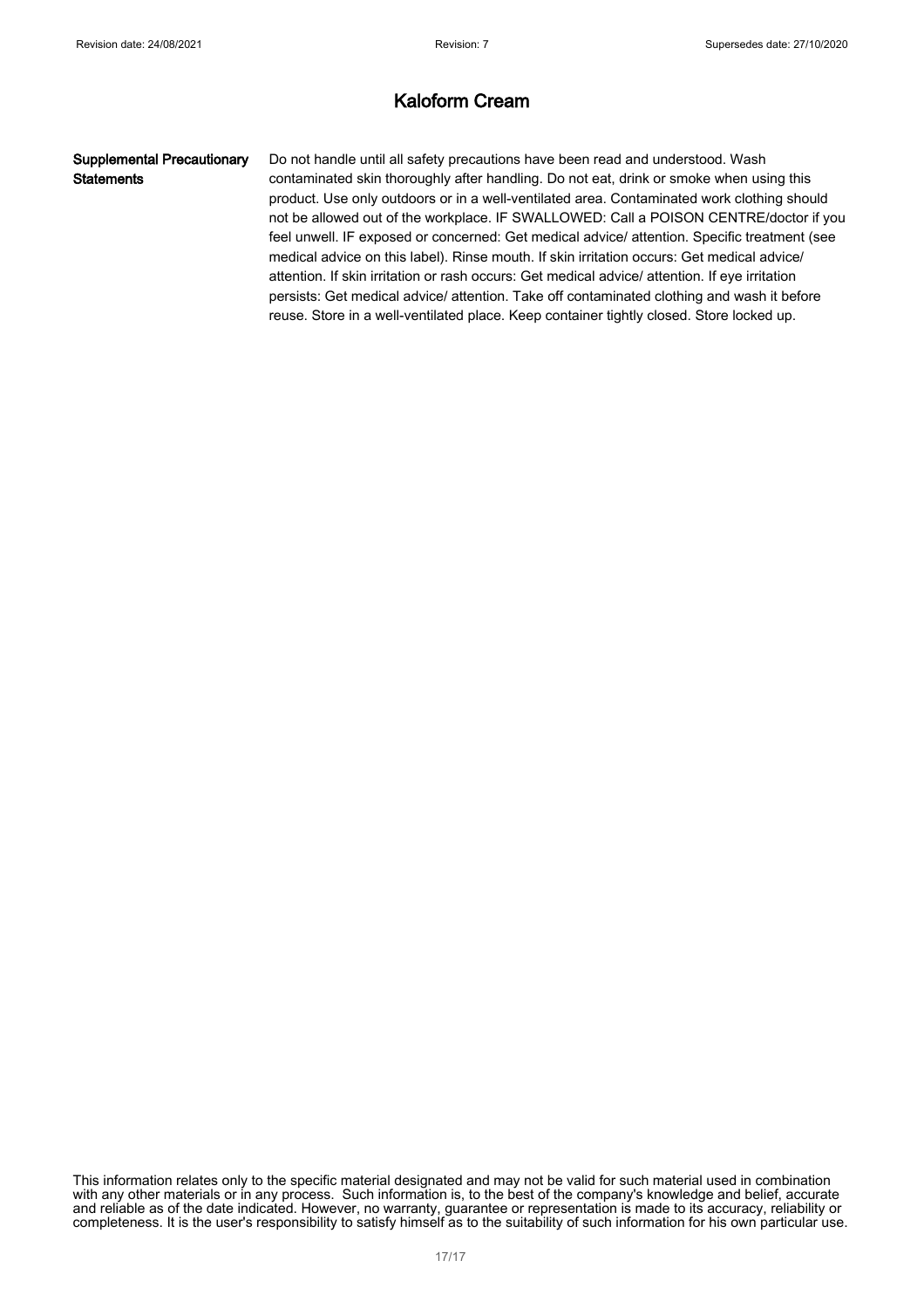**Supplemental Precautionary Statements**

Do not handle until all safety precautions have been read and understood. Wash contaminated skin thoroughly after handling. Do not eat, drink or smoke when using this product. Use only outdoors or in a well-ventilated area. Contaminated work clothing should not be allowed out of the workplace. IF SWALLOWED: Call a POISON CENTRE/doctor if you feel unwell. IF exposed or concerned: Get medical advice/ attention. Specific treatment (see medical advice on this label). Rinse mouth. If skin irritation occurs: Get medical advice/ attention. If skin irritation or rash occurs: Get medical advice/ attention. If eye irritation persists: Get medical advice/ attention. Take off contaminated clothing and wash it before reuse. Store in a well-ventilated place. Keep container tightly closed. Store locked up.

This information relates only to the specific material designated and may not be valid for such material used in combination with any other materials or in any process. Such information is, to the best of the company's knowledge and belief, accurate and reliable as of the date indicated. However, no warranty, guarantee or representation is made to its accuracy, reliability or completeness. It is the user's responsibility to satisfy himself as to the suitability of such information for his own particular use.